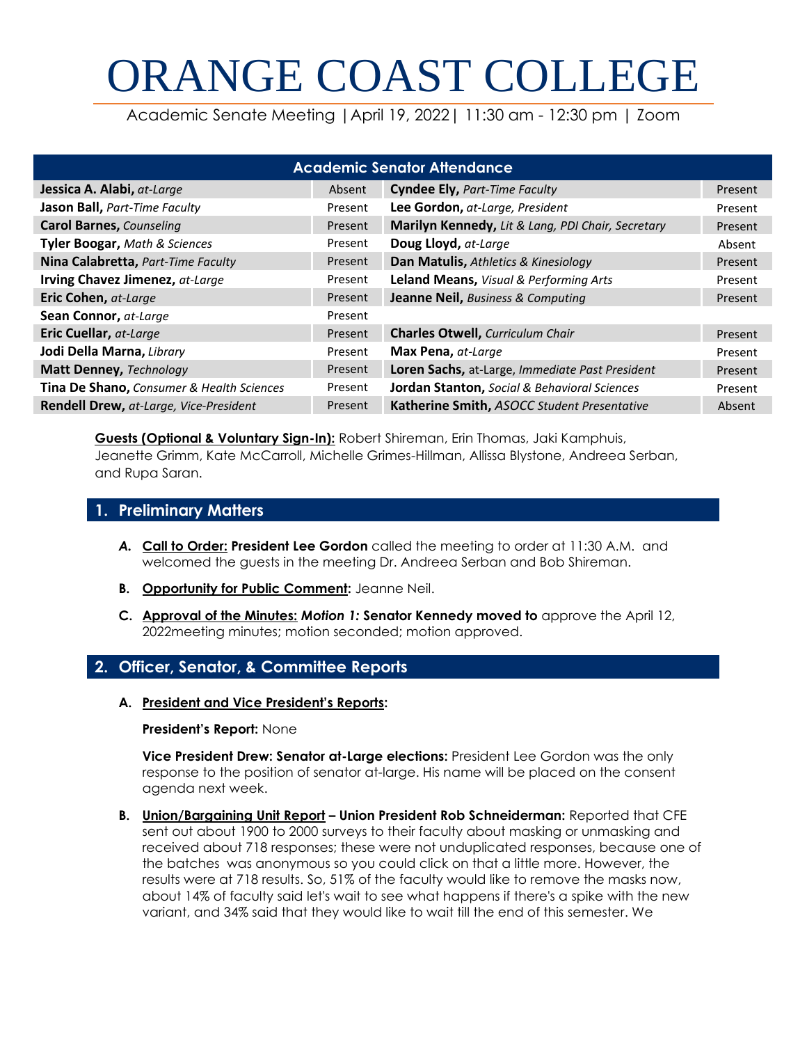# ORANGE COAST COLLEGE

Academic Senate Meeting |April 19, 2022| 11:30 am - 12:30 pm | Zoom

| Academic Senator Attendance | | | |
|---|---|---|---|
| **Jessica A. Alabi,** *at-Large* | Absent | **Cyndee Ely,** *Part-Time Faculty* | Present |
| **Jason Ball,** *Part-Time Faculty* | Present | **Lee Gordon,** *at-Large, President* | Present |
| **Carol Barnes,** *Counseling* | Present | **Marilyn Kennedy,** *Lit & Lang, PDI Chair, Secretary* | Present |
| **Tyler Boogar,** *Math & Sciences* | Present | **Doug Lloyd,** *at-Large* | Absent |
| **Nina Calabretta,** *Part-Time Faculty* | Present | **Dan Matulis,** *Athletics & Kinesiology* | Present |
| **Irving Chavez Jimenez,** *at-Large* | Present | **Leland Means,** *Visual & Performing Arts* | Present |
| **Eric Cohen,** *at-Large* | Present | **Jeanne Neil,** *Business & Computing* | Present |
| **Sean Connor,** *at-Large* | Present | | |
| **Eric Cuellar,** *at-Large* | Present | **Charles Otwell,** *Curriculum Chair* | Present |
| **Jodi Della Marna,** *Library* | Present | **Max Pena,** *at-Large* | Present |
| **Matt Denney,** *Technology* | Present | **Loren Sachs,** at-Large, *Immediate Past President* | Present |
| **Tina De Shano,** *Consumer & Health Sciences* | Present | **Jordan Stanton,** *Social & Behavioral Sciences* | Present |
| **Rendell Drew,** *at-Large, Vice-President* | Present | **Katherine Smith,** *ASOCC Student Presentative* | Absent |

**Guests (Optional & Voluntary Sign-In):** Robert Shireman, Erin Thomas, Jaki Kamphuis, Jeanette Grimm, Kate McCarroll, Michelle Grimes-Hillman, Allissa Blystone, Andreea Serban, and Rupa Saran.

## 1. Preliminary Matters

*A.* **Call to Order: President Lee Gordon** called the meeting to order at 11:30 A.M. and welcomed the guests in the meeting Dr. Andreea Serban and Bob Shireman.

**B. Opportunity for Public Comment:** Jeanne Neil.

**C. Approval of the Minutes:** ***Motion 1:*** **Senator Kennedy moved to** approve the April 12, 2022meeting minutes; motion seconded; motion approved.

## 2. Officer, Senator, & Committee Reports

**A. President and Vice President's Reports:**

**President's Report:** None

**Vice President Drew: Senator at-Large elections:** President Lee Gordon was the only response to the position of senator at-large. His name will be placed on the consent agenda next week.

**B. Union/Bargaining Unit Report – Union President Rob Schneiderman:** Reported that CFE sent out about 1900 to 2000 surveys to their faculty about masking or unmasking and received about 718 responses; these were not unduplicated responses, because one of the batches was anonymous so you could click on that a little more. However, the results were at 718 results. So, 51% of the faculty would like to remove the masks now, about 14% of faculty said let's wait to see what happens if there's a spike with the new variant, and 34% said that they would like to wait till the end of this semester. We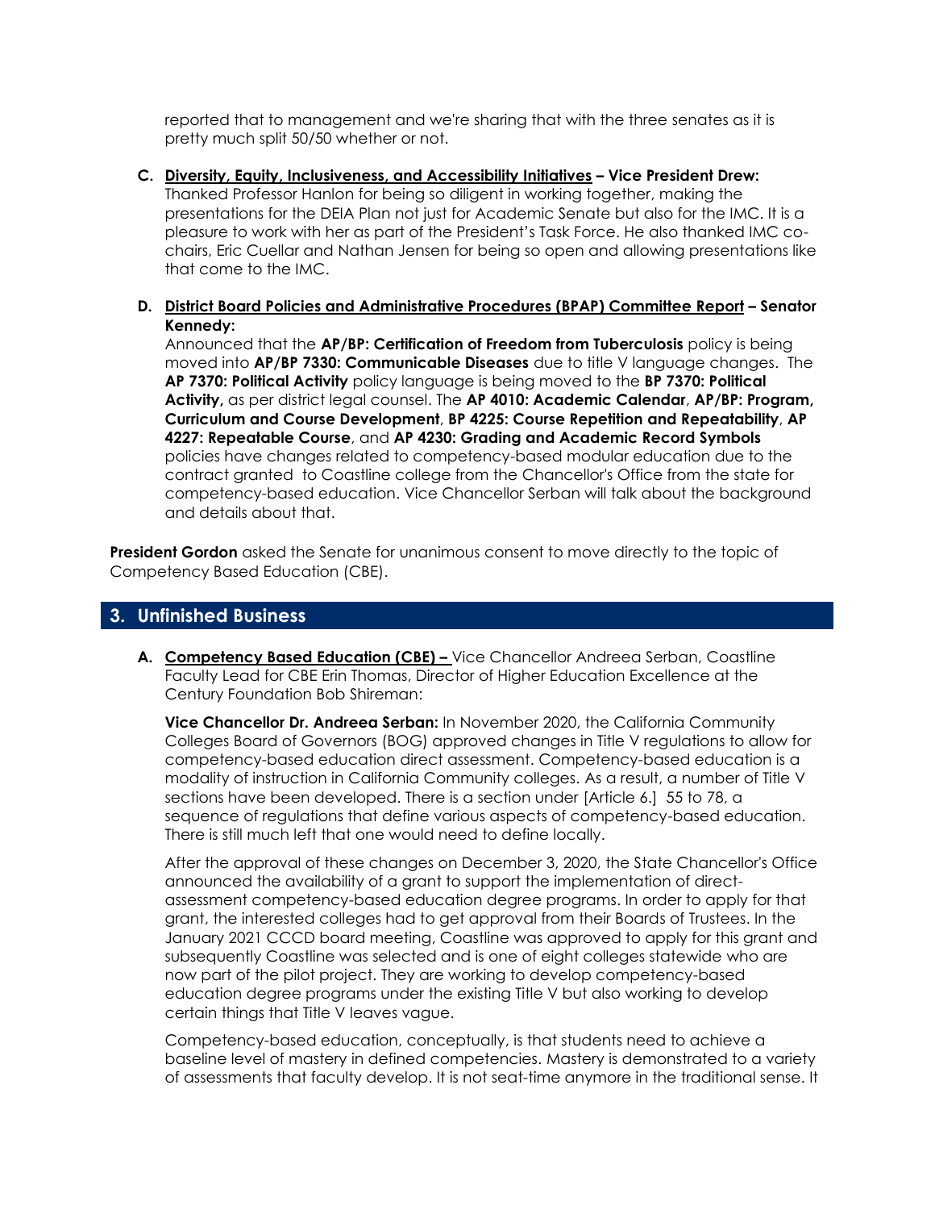reported that to management and we're sharing that with the three senates as it is pretty much split 50/50 whether or not.

C. **Diversity, Equity, Inclusiveness, and Accessibility Initiatives – Vice President Drew:** Thanked Professor Hanlon for being so diligent in working together, making the presentations for the DEIA Plan not just for Academic Senate but also for the IMC. It is a pleasure to work with her as part of the President's Task Force. He also thanked IMC co-chairs, Eric Cuellar and Nathan Jensen for being so open and allowing presentations like that come to the IMC.

D. **District Board Policies and Administrative Procedures (BPAP) Committee Report – Senator Kennedy:**
Announced that the **AP/BP: Certification of Freedom from Tuberculosis** policy is being moved into **AP/BP 7330: Communicable Diseases** due to title V language changes. The **AP 7370: Political Activity** policy language is being moved to the **BP 7370: Political Activity,** as per district legal counsel. The **AP 4010: Academic Calendar**, **AP/BP: Program, Curriculum and Course Development**, **BP 4225: Course Repetition and Repeatability**, **AP 4227: Repeatable Course**, and **AP 4230: Grading and Academic Record Symbols** policies have changes related to competency-based modular education due to the contract granted to Coastline college from the Chancellor's Office from the state for competency-based education. Vice Chancellor Serban will talk about the background and details about that.

**President Gordon** asked the Senate for unanimous consent to move directly to the topic of Competency Based Education (CBE).

## 3. Unfinished Business

A. **Competency Based Education (CBE) –** Vice Chancellor Andreea Serban, Coastline Faculty Lead for CBE Erin Thomas, Director of Higher Education Excellence at the Century Foundation Bob Shireman:

**Vice Chancellor Dr. Andreea Serban:** In November 2020, the California Community Colleges Board of Governors (BOG) approved changes in Title V regulations to allow for competency-based education direct assessment. Competency-based education is a modality of instruction in California Community colleges. As a result, a number of Title V sections have been developed. There is a section under [Article 6.] 55 to 78, a sequence of regulations that define various aspects of competency-based education. There is still much left that one would need to define locally.

After the approval of these changes on December 3, 2020, the State Chancellor's Office announced the availability of a grant to support the implementation of direct-assessment competency-based education degree programs. In order to apply for that grant, the interested colleges had to get approval from their Boards of Trustees. In the January 2021 CCCD board meeting, Coastline was approved to apply for this grant and subsequently Coastline was selected and is one of eight colleges statewide who are now part of the pilot project. They are working to develop competency-based education degree programs under the existing Title V but also working to develop certain things that Title V leaves vague.

Competency-based education, conceptually, is that students need to achieve a baseline level of mastery in defined competencies. Mastery is demonstrated to a variety of assessments that faculty develop. It is not seat-time anymore in the traditional sense. It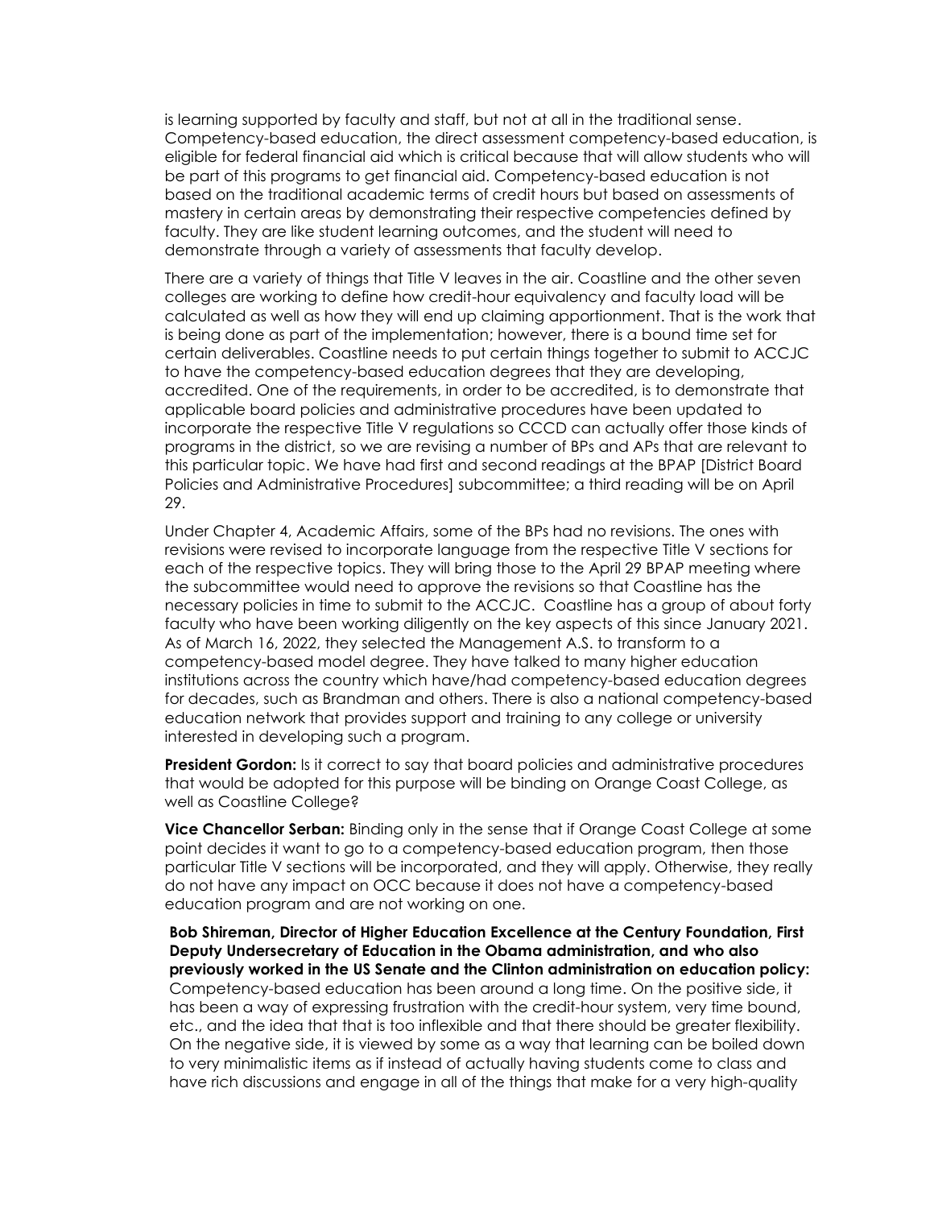is learning supported by faculty and staff, but not at all in the traditional sense. Competency-based education, the direct assessment competency-based education, is eligible for federal financial aid which is critical because that will allow students who will be part of this programs to get financial aid. Competency-based education is not based on the traditional academic terms of credit hours but based on assessments of mastery in certain areas by demonstrating their respective competencies defined by faculty. They are like student learning outcomes, and the student will need to demonstrate through a variety of assessments that faculty develop.

There are a variety of things that Title V leaves in the air. Coastline and the other seven colleges are working to define how credit-hour equivalency and faculty load will be calculated as well as how they will end up claiming apportionment. That is the work that is being done as part of the implementation; however, there is a bound time set for certain deliverables. Coastline needs to put certain things together to submit to ACCJC to have the competency-based education degrees that they are developing, accredited. One of the requirements, in order to be accredited, is to demonstrate that applicable board policies and administrative procedures have been updated to incorporate the respective Title V regulations so CCCD can actually offer those kinds of programs in the district, so we are revising a number of BPs and APs that are relevant to this particular topic. We have had first and second readings at the BPAP [District Board Policies and Administrative Procedures] subcommittee; a third reading will be on April 29.

Under Chapter 4, Academic Affairs, some of the BPs had no revisions. The ones with revisions were revised to incorporate language from the respective Title V sections for each of the respective topics. They will bring those to the April 29 BPAP meeting where the subcommittee would need to approve the revisions so that Coastline has the necessary policies in time to submit to the ACCJC. Coastline has a group of about forty faculty who have been working diligently on the key aspects of this since January 2021. As of March 16, 2022, they selected the Management A.S. to transform to a competency-based model degree. They have talked to many higher education institutions across the country which have/had competency-based education degrees for decades, such as Brandman and others. There is also a national competency-based education network that provides support and training to any college or university interested in developing such a program.

**President Gordon:** Is it correct to say that board policies and administrative procedures that would be adopted for this purpose will be binding on Orange Coast College, as well as Coastline College?

**Vice Chancellor Serban:** Binding only in the sense that if Orange Coast College at some point decides it want to go to a competency-based education program, then those particular Title V sections will be incorporated, and they will apply. Otherwise, they really do not have any impact on OCC because it does not have a competency-based education program and are not working on one.

**Bob Shireman, Director of Higher Education Excellence at the Century Foundation, First Deputy Undersecretary of Education in the Obama administration, and who also previously worked in the US Senate and the Clinton administration on education policy:** Competency-based education has been around a long time. On the positive side, it has been a way of expressing frustration with the credit-hour system, very time bound, etc., and the idea that that is too inflexible and that there should be greater flexibility. On the negative side, it is viewed by some as a way that learning can be boiled down to very minimalistic items as if instead of actually having students come to class and have rich discussions and engage in all of the things that make for a very high-quality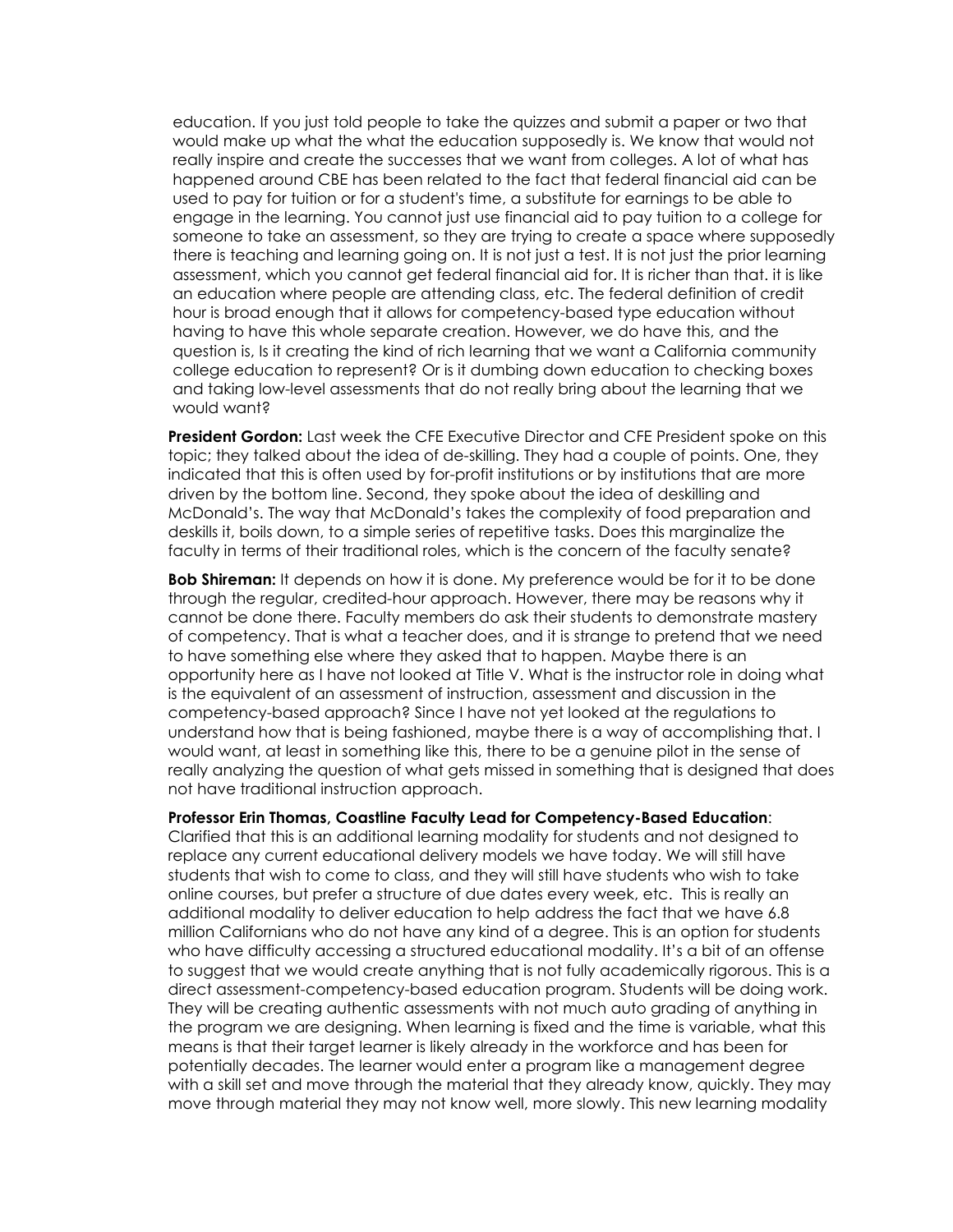education. If you just told people to take the quizzes and submit a paper or two that would make up what the what the education supposedly is. We know that would not really inspire and create the successes that we want from colleges. A lot of what has happened around CBE has been related to the fact that federal financial aid can be used to pay for tuition or for a student's time, a substitute for earnings to be able to engage in the learning. You cannot just use financial aid to pay tuition to a college for someone to take an assessment, so they are trying to create a space where supposedly there is teaching and learning going on. It is not just a test. It is not just the prior learning assessment, which you cannot get federal financial aid for. It is richer than that. it is like an education where people are attending class, etc. The federal definition of credit hour is broad enough that it allows for competency-based type education without having to have this whole separate creation. However, we do have this, and the question is, Is it creating the kind of rich learning that we want a California community college education to represent? Or is it dumbing down education to checking boxes and taking low-level assessments that do not really bring about the learning that we would want?

**President Gordon:** Last week the CFE Executive Director and CFE President spoke on this topic; they talked about the idea of de-skilling. They had a couple of points. One, they indicated that this is often used by for-profit institutions or by institutions that are more driven by the bottom line. Second, they spoke about the idea of deskilling and McDonald's. The way that McDonald's takes the complexity of food preparation and deskills it, boils down, to a simple series of repetitive tasks. Does this marginalize the faculty in terms of their traditional roles, which is the concern of the faculty senate?

**Bob Shireman:** It depends on how it is done. My preference would be for it to be done through the regular, credited-hour approach. However, there may be reasons why it cannot be done there. Faculty members do ask their students to demonstrate mastery of competency. That is what a teacher does, and it is strange to pretend that we need to have something else where they asked that to happen. Maybe there is an opportunity here as I have not looked at Title V. What is the instructor role in doing what is the equivalent of an assessment of instruction, assessment and discussion in the competency-based approach? Since I have not yet looked at the regulations to understand how that is being fashioned, maybe there is a way of accomplishing that. I would want, at least in something like this, there to be a genuine pilot in the sense of really analyzing the question of what gets missed in something that is designed that does not have traditional instruction approach.

**Professor Erin Thomas, Coastline Faculty Lead for Competency-Based Education**: Clarified that this is an additional learning modality for students and not designed to replace any current educational delivery models we have today. We will still have students that wish to come to class, and they will still have students who wish to take online courses, but prefer a structure of due dates every week, etc. This is really an additional modality to deliver education to help address the fact that we have 6.8 million Californians who do not have any kind of a degree. This is an option for students who have difficulty accessing a structured educational modality. It's a bit of an offense to suggest that we would create anything that is not fully academically rigorous. This is a direct assessment-competency-based education program. Students will be doing work. They will be creating authentic assessments with not much auto grading of anything in the program we are designing. When learning is fixed and the time is variable, what this means is that their target learner is likely already in the workforce and has been for potentially decades. The learner would enter a program like a management degree with a skill set and move through the material that they already know, quickly. They may move through material they may not know well, more slowly. This new learning modality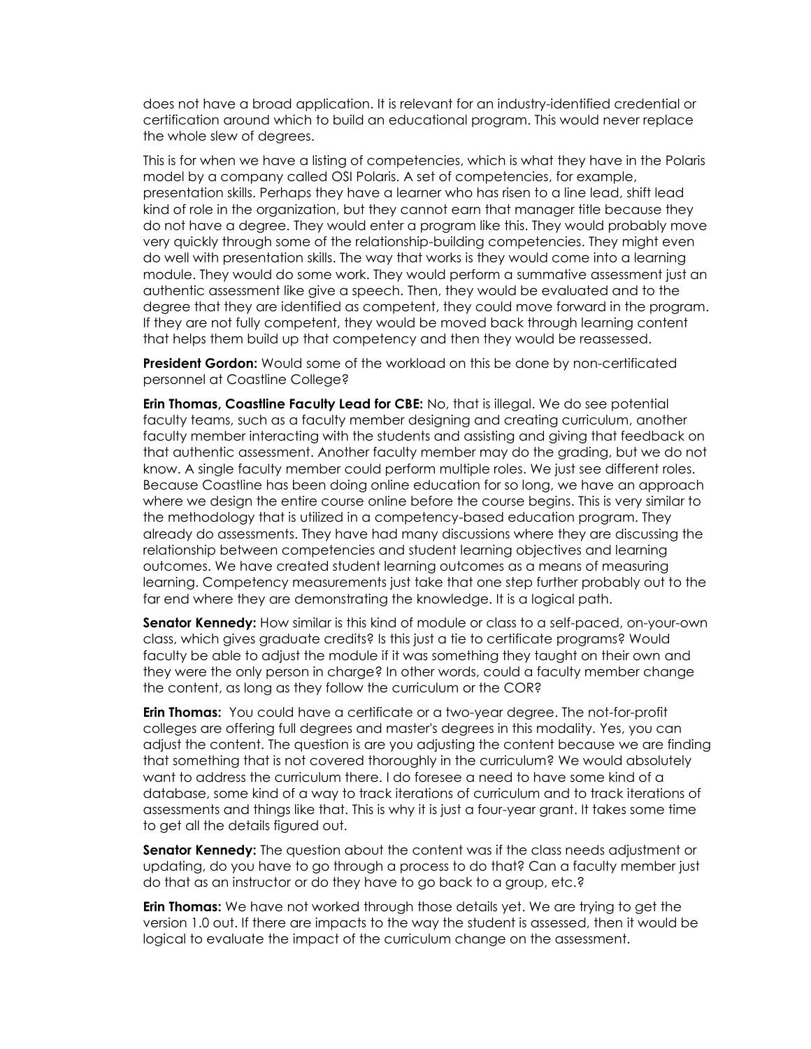does not have a broad application. It is relevant for an industry-identified credential or certification around which to build an educational program. This would never replace the whole slew of degrees.

This is for when we have a listing of competencies, which is what they have in the Polaris model by a company called OSI Polaris. A set of competencies, for example, presentation skills. Perhaps they have a learner who has risen to a line lead, shift lead kind of role in the organization, but they cannot earn that manager title because they do not have a degree. They would enter a program like this. They would probably move very quickly through some of the relationship-building competencies. They might even do well with presentation skills. The way that works is they would come into a learning module. They would do some work. They would perform a summative assessment just an authentic assessment like give a speech. Then, they would be evaluated and to the degree that they are identified as competent, they could move forward in the program. If they are not fully competent, they would be moved back through learning content that helps them build up that competency and then they would be reassessed.

**President Gordon:** Would some of the workload on this be done by non-certificated personnel at Coastline College?

**Erin Thomas, Coastline Faculty Lead for CBE:** No, that is illegal. We do see potential faculty teams, such as a faculty member designing and creating curriculum, another faculty member interacting with the students and assisting and giving that feedback on that authentic assessment. Another faculty member may do the grading, but we do not know. A single faculty member could perform multiple roles. We just see different roles. Because Coastline has been doing online education for so long, we have an approach where we design the entire course online before the course begins. This is very similar to the methodology that is utilized in a competency-based education program. They already do assessments. They have had many discussions where they are discussing the relationship between competencies and student learning objectives and learning outcomes. We have created student learning outcomes as a means of measuring learning. Competency measurements just take that one step further probably out to the far end where they are demonstrating the knowledge. It is a logical path.

**Senator Kennedy:** How similar is this kind of module or class to a self-paced, on-your-own class, which gives graduate credits? Is this just a tie to certificate programs? Would faculty be able to adjust the module if it was something they taught on their own and they were the only person in charge? In other words, could a faculty member change the content, as long as they follow the curriculum or the COR?

**Erin Thomas:** You could have a certificate or a two-year degree. The not-for-profit colleges are offering full degrees and master's degrees in this modality. Yes, you can adjust the content. The question is are you adjusting the content because we are finding that something that is not covered thoroughly in the curriculum? We would absolutely want to address the curriculum there. I do foresee a need to have some kind of a database, some kind of a way to track iterations of curriculum and to track iterations of assessments and things like that. This is why it is just a four-year grant. It takes some time to get all the details figured out.

**Senator Kennedy:** The question about the content was if the class needs adjustment or updating, do you have to go through a process to do that? Can a faculty member just do that as an instructor or do they have to go back to a group, etc.?

**Erin Thomas:** We have not worked through those details yet. We are trying to get the version 1.0 out. If there are impacts to the way the student is assessed, then it would be logical to evaluate the impact of the curriculum change on the assessment.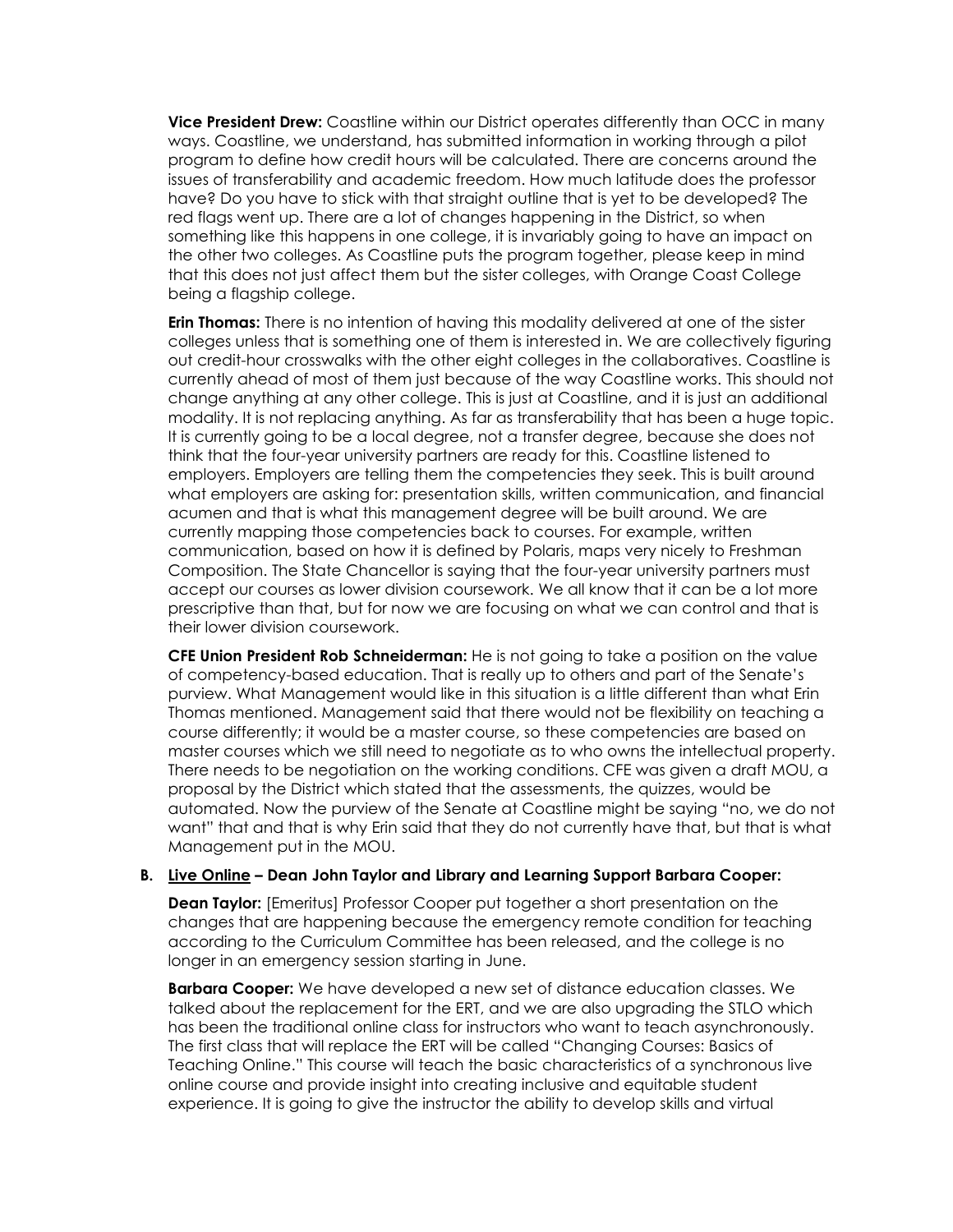**Vice President Drew:** Coastline within our District operates differently than OCC in many ways. Coastline, we understand, has submitted information in working through a pilot program to define how credit hours will be calculated. There are concerns around the issues of transferability and academic freedom. How much latitude does the professor have? Do you have to stick with that straight outline that is yet to be developed? The red flags went up. There are a lot of changes happening in the District, so when something like this happens in one college, it is invariably going to have an impact on the other two colleges. As Coastline puts the program together, please keep in mind that this does not just affect them but the sister colleges, with Orange Coast College being a flagship college.

**Erin Thomas:** There is no intention of having this modality delivered at one of the sister colleges unless that is something one of them is interested in. We are collectively figuring out credit-hour crosswalks with the other eight colleges in the collaboratives. Coastline is currently ahead of most of them just because of the way Coastline works. This should not change anything at any other college. This is just at Coastline, and it is just an additional modality. It is not replacing anything. As far as transferability that has been a huge topic. It is currently going to be a local degree, not a transfer degree, because she does not think that the four-year university partners are ready for this. Coastline listened to employers. Employers are telling them the competencies they seek. This is built around what employers are asking for: presentation skills, written communication, and financial acumen and that is what this management degree will be built around. We are currently mapping those competencies back to courses. For example, written communication, based on how it is defined by Polaris, maps very nicely to Freshman Composition. The State Chancellor is saying that the four-year university partners must accept our courses as lower division coursework. We all know that it can be a lot more prescriptive than that, but for now we are focusing on what we can control and that is their lower division coursework.

**CFE Union President Rob Schneiderman:** He is not going to take a position on the value of competency-based education. That is really up to others and part of the Senate's purview. What Management would like in this situation is a little different than what Erin Thomas mentioned. Management said that there would not be flexibility on teaching a course differently; it would be a master course, so these competencies are based on master courses which we still need to negotiate as to who owns the intellectual property. There needs to be negotiation on the working conditions. CFE was given a draft MOU, a proposal by the District which stated that the assessments, the quizzes, would be automated. Now the purview of the Senate at Coastline might be saying "no, we do not want" that and that is why Erin said that they do not currently have that, but that is what Management put in the MOU.

**B. Live Online – Dean John Taylor and Library and Learning Support Barbara Cooper:**

**Dean Taylor:** [Emeritus] Professor Cooper put together a short presentation on the changes that are happening because the emergency remote condition for teaching according to the Curriculum Committee has been released, and the college is no longer in an emergency session starting in June.

**Barbara Cooper:** We have developed a new set of distance education classes. We talked about the replacement for the ERT, and we are also upgrading the STLO which has been the traditional online class for instructors who want to teach asynchronously. The first class that will replace the ERT will be called "Changing Courses: Basics of Teaching Online." This course will teach the basic characteristics of a synchronous live online course and provide insight into creating inclusive and equitable student experience. It is going to give the instructor the ability to develop skills and virtual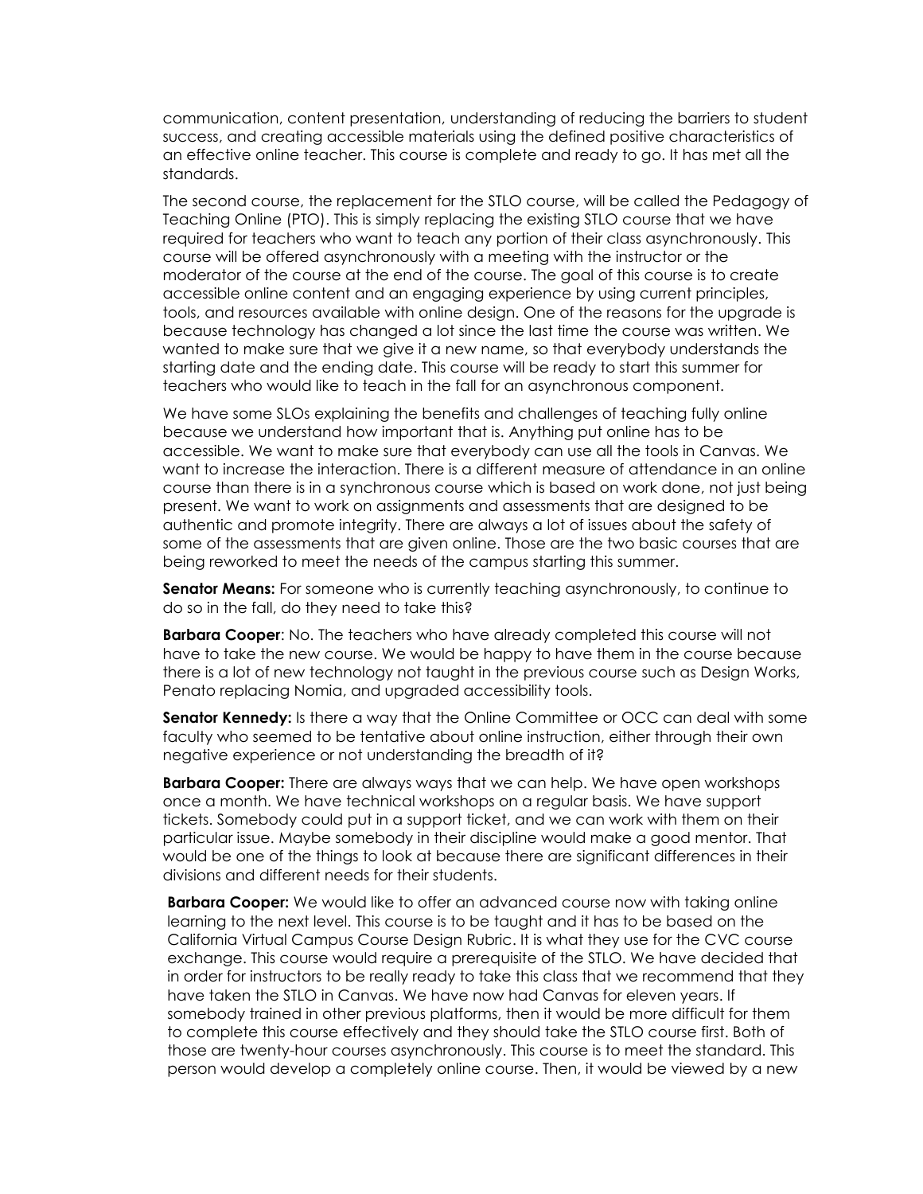communication, content presentation, understanding of reducing the barriers to student success, and creating accessible materials using the defined positive characteristics of an effective online teacher. This course is complete and ready to go. It has met all the standards.

The second course, the replacement for the STLO course, will be called the Pedagogy of Teaching Online (PTO). This is simply replacing the existing STLO course that we have required for teachers who want to teach any portion of their class asynchronously. This course will be offered asynchronously with a meeting with the instructor or the moderator of the course at the end of the course. The goal of this course is to create accessible online content and an engaging experience by using current principles, tools, and resources available with online design. One of the reasons for the upgrade is because technology has changed a lot since the last time the course was written. We wanted to make sure that we give it a new name, so that everybody understands the starting date and the ending date. This course will be ready to start this summer for teachers who would like to teach in the fall for an asynchronous component.

We have some SLOs explaining the benefits and challenges of teaching fully online because we understand how important that is. Anything put online has to be accessible. We want to make sure that everybody can use all the tools in Canvas. We want to increase the interaction. There is a different measure of attendance in an online course than there is in a synchronous course which is based on work done, not just being present. We want to work on assignments and assessments that are designed to be authentic and promote integrity. There are always a lot of issues about the safety of some of the assessments that are given online. Those are the two basic courses that are being reworked to meet the needs of the campus starting this summer.

**Senator Means:** For someone who is currently teaching asynchronously, to continue to do so in the fall, do they need to take this?

**Barbara Cooper**: No. The teachers who have already completed this course will not have to take the new course. We would be happy to have them in the course because there is a lot of new technology not taught in the previous course such as Design Works, Penato replacing Nomia, and upgraded accessibility tools.

**Senator Kennedy:** Is there a way that the Online Committee or OCC can deal with some faculty who seemed to be tentative about online instruction, either through their own negative experience or not understanding the breadth of it?

**Barbara Cooper:** There are always ways that we can help. We have open workshops once a month. We have technical workshops on a regular basis. We have support tickets. Somebody could put in a support ticket, and we can work with them on their particular issue. Maybe somebody in their discipline would make a good mentor. That would be one of the things to look at because there are significant differences in their divisions and different needs for their students.

**Barbara Cooper:** We would like to offer an advanced course now with taking online learning to the next level. This course is to be taught and it has to be based on the California Virtual Campus Course Design Rubric. It is what they use for the CVC course exchange. This course would require a prerequisite of the STLO. We have decided that in order for instructors to be really ready to take this class that we recommend that they have taken the STLO in Canvas. We have now had Canvas for eleven years. If somebody trained in other previous platforms, then it would be more difficult for them to complete this course effectively and they should take the STLO course first. Both of those are twenty-hour courses asynchronously. This course is to meet the standard. This person would develop a completely online course. Then, it would be viewed by a new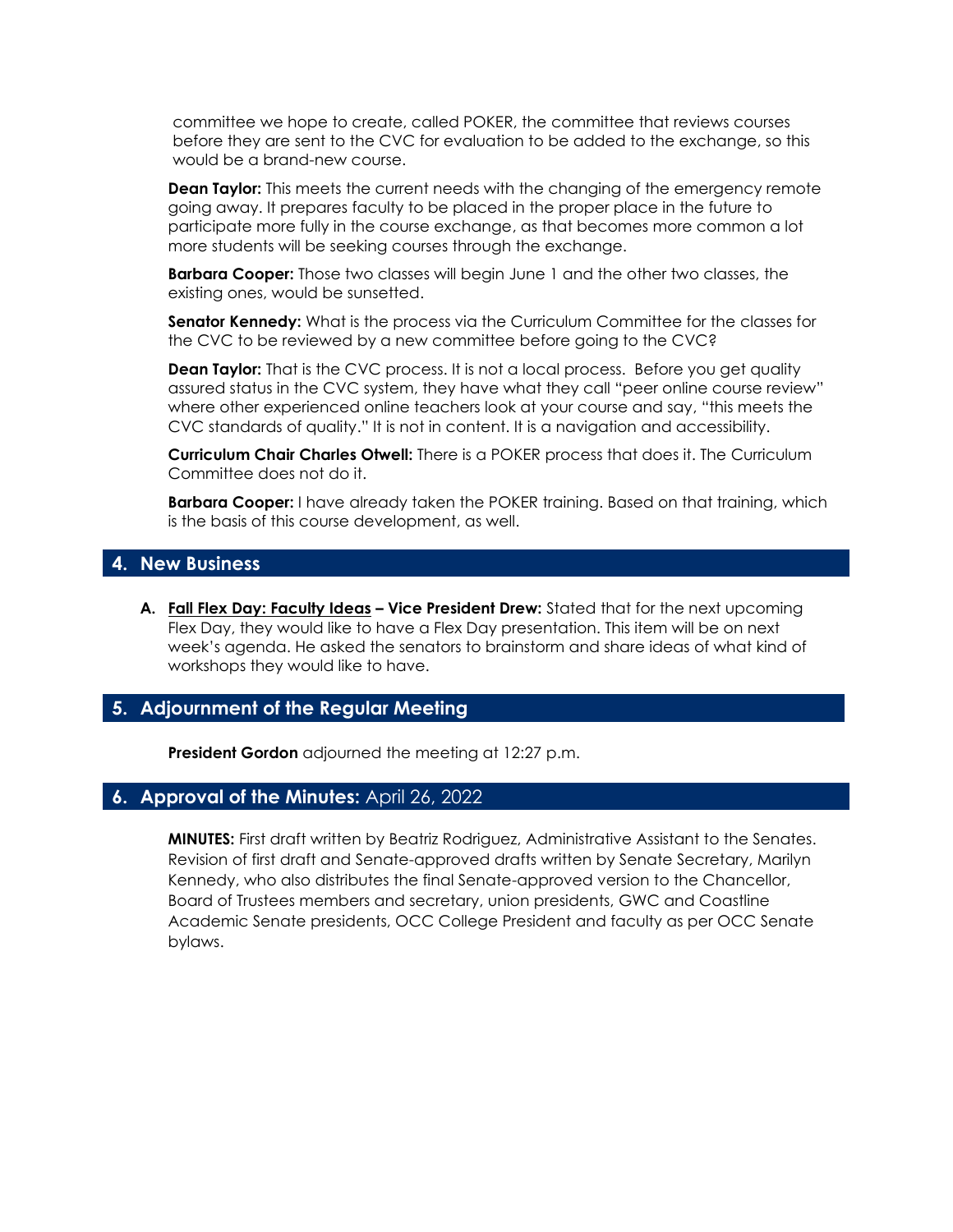committee we hope to create, called POKER, the committee that reviews courses before they are sent to the CVC for evaluation to be added to the exchange, so this would be a brand-new course.

**Dean Taylor:** This meets the current needs with the changing of the emergency remote going away. It prepares faculty to be placed in the proper place in the future to participate more fully in the course exchange, as that becomes more common a lot more students will be seeking courses through the exchange.

**Barbara Cooper:** Those two classes will begin June 1 and the other two classes, the existing ones, would be sunsetted.

**Senator Kennedy:** What is the process via the Curriculum Committee for the classes for the CVC to be reviewed by a new committee before going to the CVC?

**Dean Taylor:** That is the CVC process. It is not a local process. Before you get quality assured status in the CVC system, they have what they call "peer online course review" where other experienced online teachers look at your course and say, "this meets the CVC standards of quality." It is not in content. It is a navigation and accessibility.

**Curriculum Chair Charles Otwell:** There is a POKER process that does it. The Curriculum Committee does not do it.

**Barbara Cooper:** I have already taken the POKER training. Based on that training, which is the basis of this course development, as well.

## 4. New Business

**A. <u>Fall Flex Day: Faculty Ideas</u> – Vice President Drew:** Stated that for the next upcoming Flex Day, they would like to have a Flex Day presentation. This item will be on next week's agenda. He asked the senators to brainstorm and share ideas of what kind of workshops they would like to have.

## 5. Adjournment of the Regular Meeting

**President Gordon** adjourned the meeting at 12:27 p.m.

## 6. Approval of the Minutes: April 26, 2022

**MINUTES:** First draft written by Beatriz Rodriguez, Administrative Assistant to the Senates. Revision of first draft and Senate-approved drafts written by Senate Secretary, Marilyn Kennedy, who also distributes the final Senate-approved version to the Chancellor, Board of Trustees members and secretary, union presidents, GWC and Coastline Academic Senate presidents, OCC College President and faculty as per OCC Senate bylaws.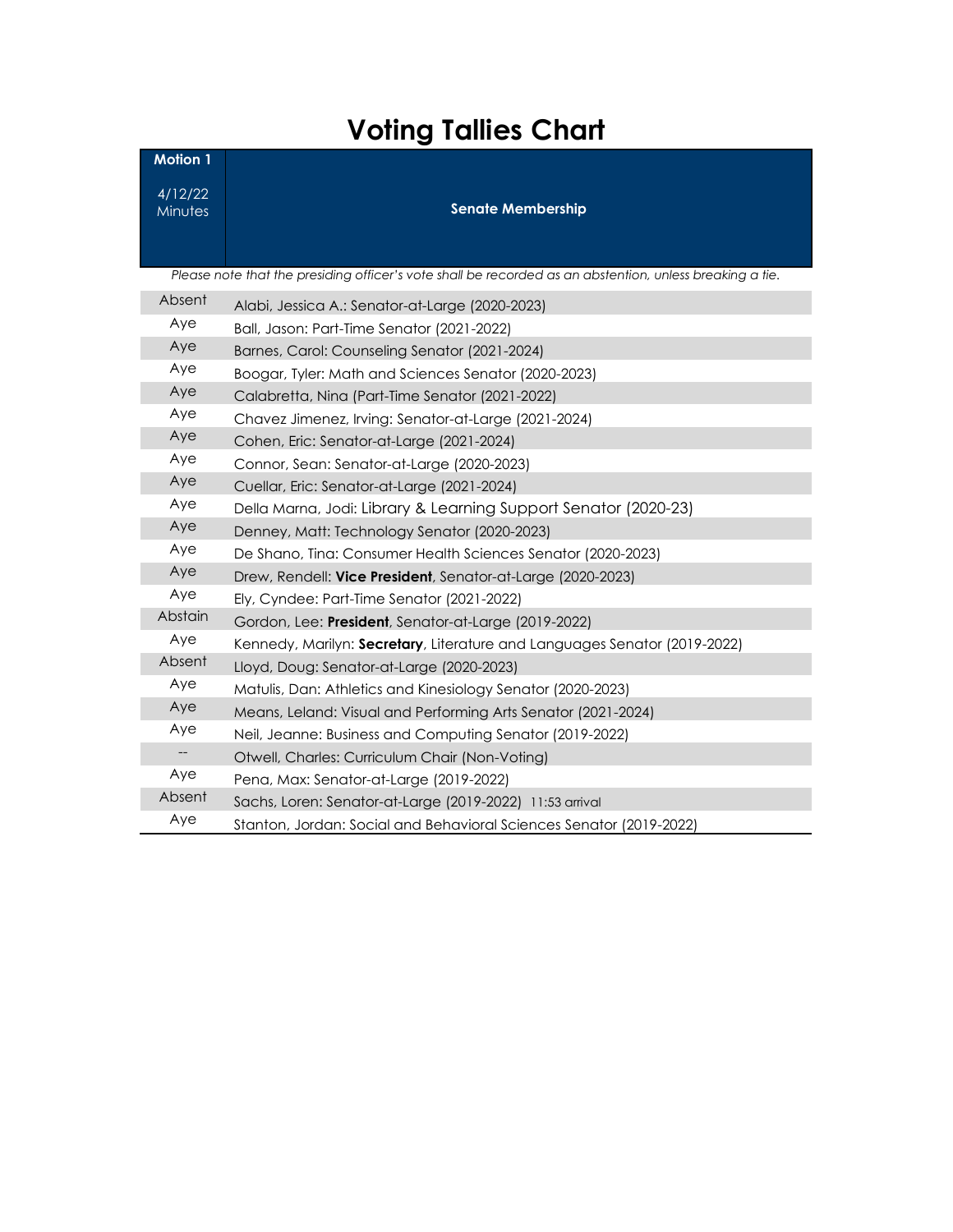# Voting Tallies Chart

| Motion 1<br><br>4/12/22 Minutes | Senate Membership |
|---|---|
| | *Please note that the presiding officer's vote shall be recorded as an abstention, unless breaking a tie.* |
| Absent | Alabi, Jessica A.: Senator-at-Large (2020-2023) |
| Aye | Ball, Jason: Part-Time Senator (2021-2022) |
| Aye | Barnes, Carol: Counseling Senator (2021-2024) |
| Aye | Boogar, Tyler: Math and Sciences Senator (2020-2023) |
| Aye | Calabretta, Nina (Part-Time Senator (2021-2022) |
| Aye | Chavez Jimenez, Irving: Senator-at-Large (2021-2024) |
| Aye | Cohen, Eric: Senator-at-Large (2021-2024) |
| Aye | Connor, Sean: Senator-at-Large (2020-2023) |
| Aye | Cuellar, Eric: Senator-at-Large (2021-2024) |
| Aye | Della Marna, Jodi: Library & Learning Support Senator (2020-23) |
| Aye | Denney, Matt: Technology Senator (2020-2023) |
| Aye | De Shano, Tina: Consumer Health Sciences Senator (2020-2023) |
| Aye | Drew, Rendell: **Vice President**, Senator-at-Large (2020-2023) |
| Aye | Ely, Cyndee: Part-Time Senator (2021-2022) |
| Abstain | Gordon, Lee: **President**, Senator-at-Large (2019-2022) |
| Aye | Kennedy, Marilyn: **Secretary**, Literature and Languages Senator (2019-2022) |
| Absent | Lloyd, Doug: Senator-at-Large (2020-2023) |
| Aye | Matulis, Dan: Athletics and Kinesiology Senator (2020-2023) |
| Aye | Means, Leland: Visual and Performing Arts Senator (2021-2024) |
| Aye | Neil, Jeanne: Business and Computing Senator (2019-2022) |
| -- | Otwell, Charles: Curriculum Chair (Non-Voting) |
| Aye | Pena, Max: Senator-at-Large (2019-2022) |
| Absent | Sachs, Loren: Senator-at-Large (2019-2022) 11:53 arrival |
| Aye | Stanton, Jordan: Social and Behavioral Sciences Senator (2019-2022) |